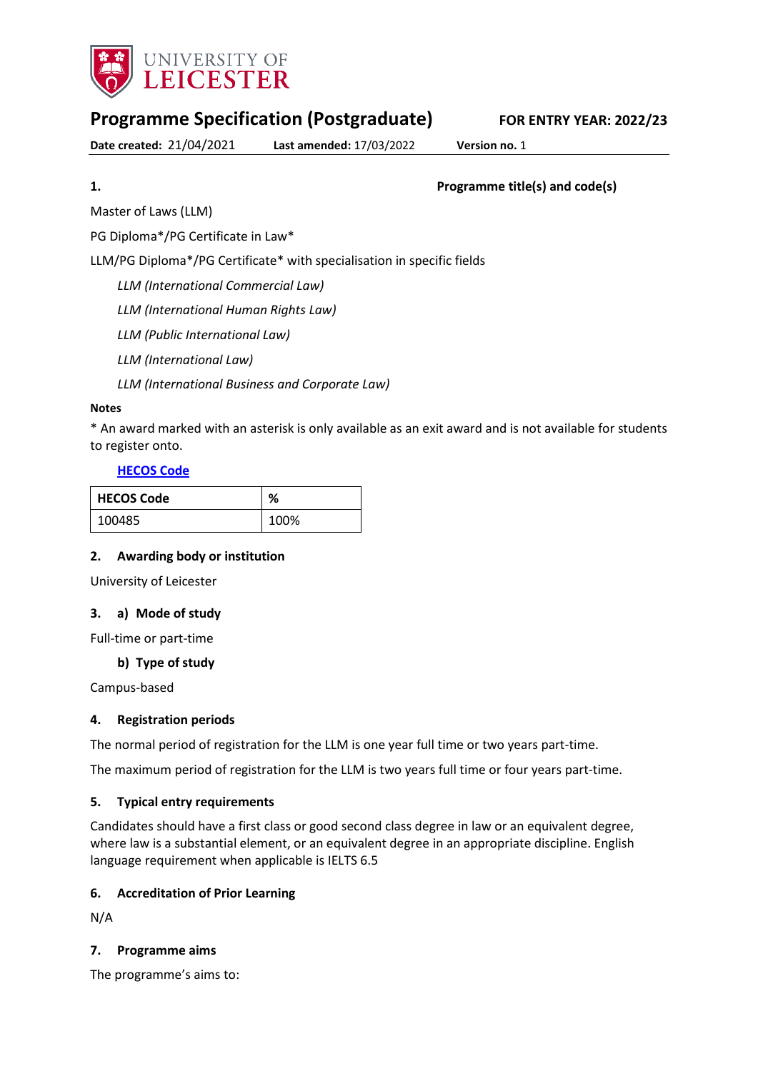# Programme Specification (Postgraduate)

**FOR ENTRY YEAR: 2022/23**

**Date created:** 21/04/2021 **Last amended:** 17/03/2022 **Version no.** 1

## 1. Programme title(s) and code(s)

Master of Laws (LLM)

PG Diploma*/PG Certificate in Law*

LLM/PG Diploma*/PG Certificate* with specialisation in specific fields

*LLM (International Commercial Law)*

*LLM (International Human Rights Law)*

*LLM (Public International Law)*

*LLM (International Law)*

*LLM (International Business and Corporate Law)*

**Notes**

* An award marked with an asterisk is only available as an exit award and is not available for students to register onto.

**HECOS Code**

| HECOS Code | % |
|---|---|
| 100485 | 100% |

## 2. Awarding body or institution

University of Leicester

## 3. a) Mode of study

Full-time or part-time

### b) Type of study

Campus-based

## 4. Registration periods

The normal period of registration for the LLM is one year full time or two years part-time.

The maximum period of registration for the LLM is two years full time or four years part-time.

## 5. Typical entry requirements

Candidates should have a first class or good second class degree in law or an equivalent degree, where law is a substantial element, or an equivalent degree in an appropriate discipline. English language requirement when applicable is IELTS 6.5

## 6. Accreditation of Prior Learning

N/A

## 7. Programme aims

The programme's aims to: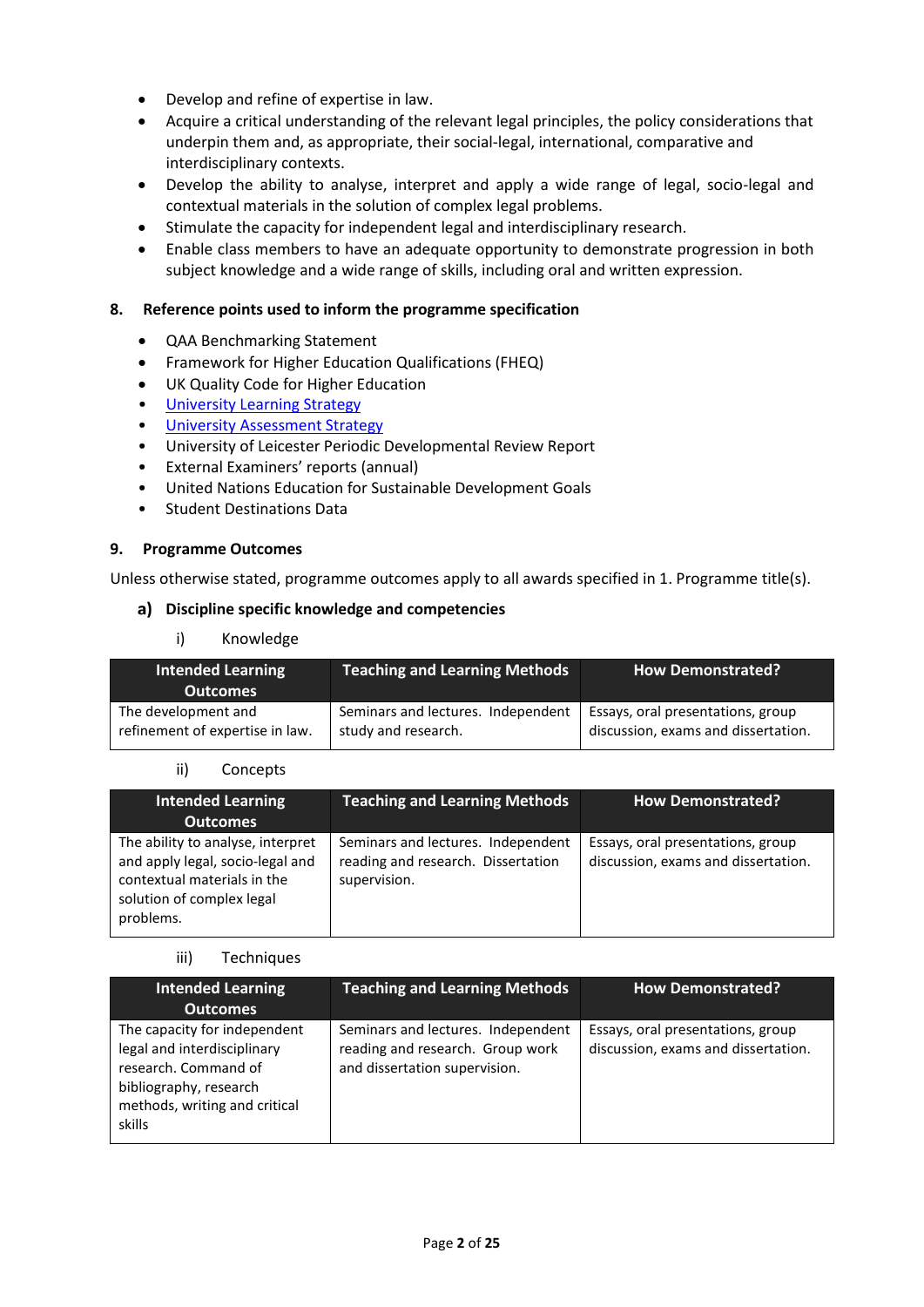- Develop and refine of expertise in law.
- Acquire a critical understanding of the relevant legal principles, the policy considerations that underpin them and, as appropriate, their social-legal, international, comparative and interdisciplinary contexts.
- Develop the ability to analyse, interpret and apply a wide range of legal, socio-legal and contextual materials in the solution of complex legal problems.
- Stimulate the capacity for independent legal and interdisciplinary research.
- Enable class members to have an adequate opportunity to demonstrate progression in both subject knowledge and a wide range of skills, including oral and written expression.

## 8. Reference points used to inform the programme specification

- QAA Benchmarking Statement
- Framework for Higher Education Qualifications (FHEQ)
- UK Quality Code for Higher Education
- University Learning Strategy
- University Assessment Strategy
- University of Leicester Periodic Developmental Review Report
- External Examiners' reports (annual)
- United Nations Education for Sustainable Development Goals
- Student Destinations Data

## 9. Programme Outcomes

Unless otherwise stated, programme outcomes apply to all awards specified in 1. Programme title(s).

### a) Discipline specific knowledge and competencies

i) Knowledge

| Intended Learning Outcomes | Teaching and Learning Methods | How Demonstrated? |
|---|---|---|
| The development and refinement of expertise in law. | Seminars and lectures. Independent study and research. | Essays, oral presentations, group discussion, exams and dissertation. |

ii) Concepts

| Intended Learning Outcomes | Teaching and Learning Methods | How Demonstrated? |
|---|---|---|
| The ability to analyse, interpret and apply legal, socio-legal and contextual materials in the solution of complex legal problems. | Seminars and lectures. Independent reading and research. Dissertation supervision. | Essays, oral presentations, group discussion, exams and dissertation. |

iii) Techniques

| Intended Learning Outcomes | Teaching and Learning Methods | How Demonstrated? |
|---|---|---|
| The capacity for independent legal and interdisciplinary research. Command of bibliography, research methods, writing and critical skills | Seminars and lectures. Independent reading and research. Group work and dissertation supervision. | Essays, oral presentations, group discussion, exams and dissertation. |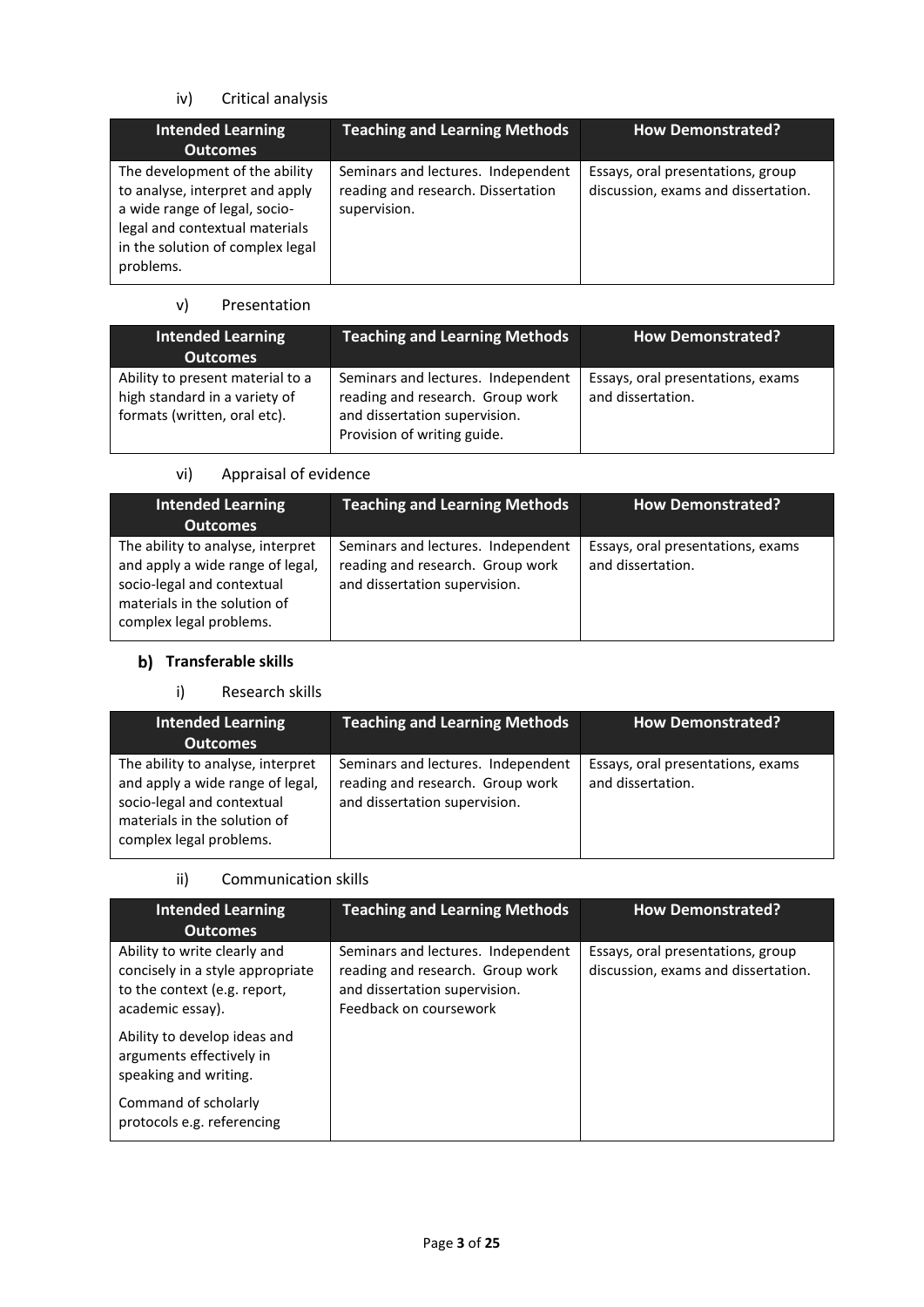iv) Critical analysis

| Intended Learning Outcomes | Teaching and Learning Methods | How Demonstrated? |
|---|---|---|
| The development of the ability to analyse, interpret and apply a wide range of legal, socio-legal and contextual materials in the solution of complex legal problems. | Seminars and lectures. Independent reading and research. Dissertation supervision. | Essays, oral presentations, group discussion, exams and dissertation. |

v) Presentation

| Intended Learning Outcomes | Teaching and Learning Methods | How Demonstrated? |
|---|---|---|
| Ability to present material to a high standard in a variety of formats (written, oral etc). | Seminars and lectures. Independent reading and research. Group work and dissertation supervision. Provision of writing guide. | Essays, oral presentations, exams and dissertation. |

vi) Appraisal of evidence

| Intended Learning Outcomes | Teaching and Learning Methods | How Demonstrated? |
|---|---|---|
| The ability to analyse, interpret and apply a wide range of legal, socio-legal and contextual materials in the solution of complex legal problems. | Seminars and lectures. Independent reading and research. Group work and dissertation supervision. | Essays, oral presentations, exams and dissertation. |

## b) Transferable skills

i) Research skills

| Intended Learning Outcomes | Teaching and Learning Methods | How Demonstrated? |
|---|---|---|
| The ability to analyse, interpret and apply a wide range of legal, socio-legal and contextual materials in the solution of complex legal problems. | Seminars and lectures. Independent reading and research. Group work and dissertation supervision. | Essays, oral presentations, exams and dissertation. |

ii) Communication skills

| Intended Learning Outcomes | Teaching and Learning Methods | How Demonstrated? |
|---|---|---|
| Ability to write clearly and concisely in a style appropriate to the context (e.g. report, academic essay).<br><br>Ability to develop ideas and arguments effectively in speaking and writing.<br><br>Command of scholarly protocols e.g. referencing | Seminars and lectures. Independent reading and research. Group work and dissertation supervision. Feedback on coursework | Essays, oral presentations, group discussion, exams and dissertation. |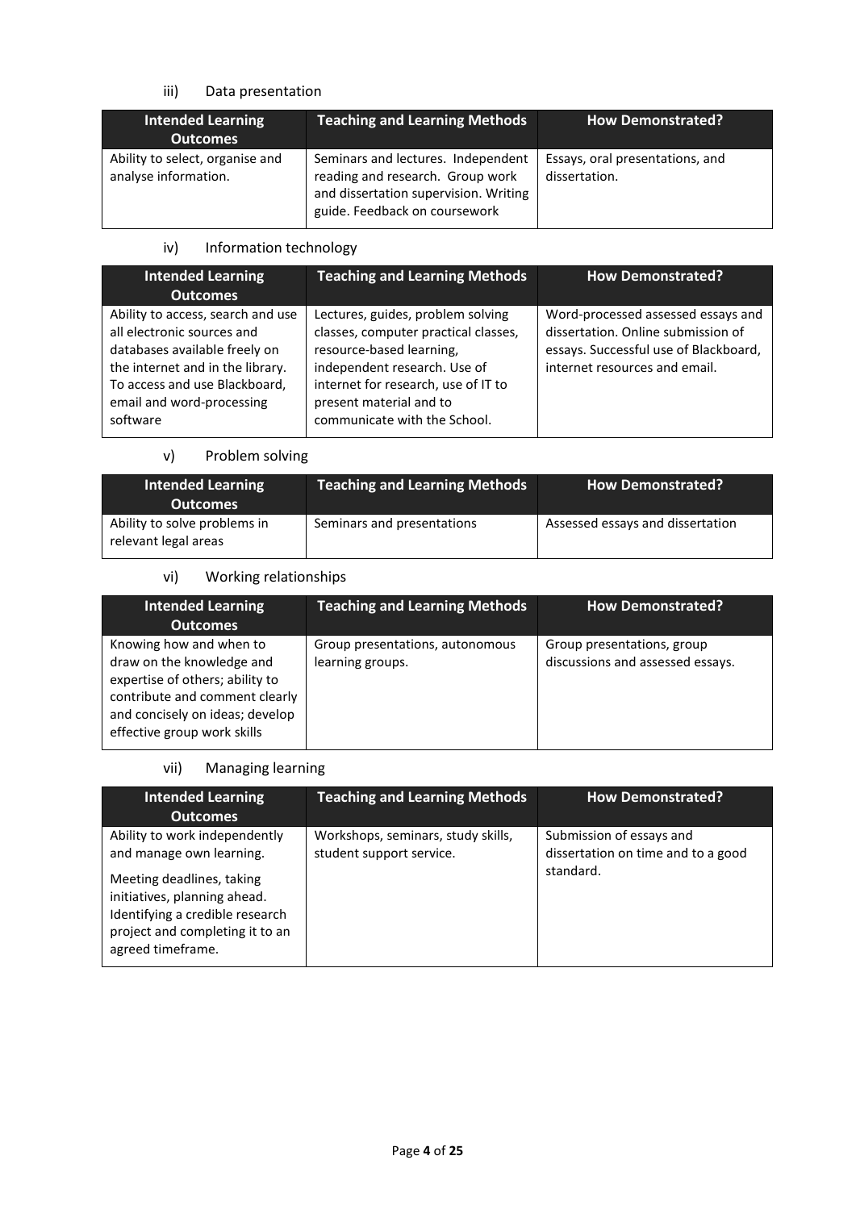iii) Data presentation

| Intended Learning Outcomes | Teaching and Learning Methods | How Demonstrated? |
|---|---|---|
| Ability to select, organise and analyse information. | Seminars and lectures. Independent reading and research. Group work and dissertation supervision. Writing guide. Feedback on coursework | Essays, oral presentations, and dissertation. |

iv) Information technology

| Intended Learning Outcomes | Teaching and Learning Methods | How Demonstrated? |
|---|---|---|
| Ability to access, search and use all electronic sources and databases available freely on the internet and in the library. To access and use Blackboard, email and word-processing software | Lectures, guides, problem solving classes, computer practical classes, resource-based learning, independent research. Use of internet for research, use of IT to present material and to communicate with the School. | Word-processed assessed essays and dissertation. Online submission of essays. Successful use of Blackboard, internet resources and email. |

v) Problem solving

| Intended Learning Outcomes | Teaching and Learning Methods | How Demonstrated? |
|---|---|---|
| Ability to solve problems in relevant legal areas | Seminars and presentations | Assessed essays and dissertation |

vi) Working relationships

| Intended Learning Outcomes | Teaching and Learning Methods | How Demonstrated? |
|---|---|---|
| Knowing how and when to draw on the knowledge and expertise of others; ability to contribute and comment clearly and concisely on ideas; develop effective group work skills | Group presentations, autonomous learning groups. | Group presentations, group discussions and assessed essays. |

vii) Managing learning

| Intended Learning Outcomes | Teaching and Learning Methods | How Demonstrated? |
|---|---|---|
| Ability to work independently and manage own learning.<br><br>Meeting deadlines, taking initiatives, planning ahead. Identifying a credible research project and completing it to an agreed timeframe. | Workshops, seminars, study skills, student support service. | Submission of essays and dissertation on time and to a good standard. |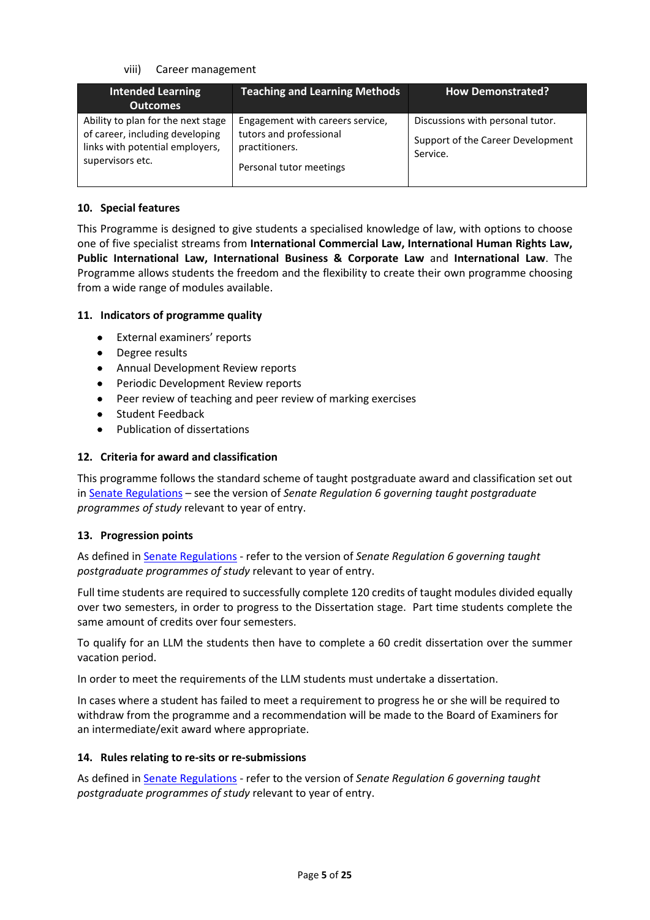viii) Career management

| Intended Learning Outcomes | Teaching and Learning Methods | How Demonstrated? |
|---|---|---|
| Ability to plan for the next stage of career, including developing links with potential employers, supervisors etc. | Engagement with careers service, tutors and professional practitioners.<br><br>Personal tutor meetings | Discussions with personal tutor.<br><br>Support of the Career Development Service. |

## 10. Special features

This Programme is designed to give students a specialised knowledge of law, with options to choose one of five specialist streams from **International Commercial Law, International Human Rights Law, Public International Law, International Business & Corporate Law** and **International Law**. The Programme allows students the freedom and the flexibility to create their own programme choosing from a wide range of modules available.

## 11. Indicators of programme quality

- External examiners' reports
- Degree results
- Annual Development Review reports
- Periodic Development Review reports
- Peer review of teaching and peer review of marking exercises
- Student Feedback
- Publication of dissertations

## 12. Criteria for award and classification

This programme follows the standard scheme of taught postgraduate award and classification set out in Senate Regulations – see the version of *Senate Regulation 6 governing taught postgraduate programmes of study* relevant to year of entry.

## 13. Progression points

As defined in Senate Regulations - refer to the version of *Senate Regulation 6 governing taught postgraduate programmes of study* relevant to year of entry.

Full time students are required to successfully complete 120 credits of taught modules divided equally over two semesters, in order to progress to the Dissertation stage. Part time students complete the same amount of credits over four semesters.

To qualify for an LLM the students then have to complete a 60 credit dissertation over the summer vacation period.

In order to meet the requirements of the LLM students must undertake a dissertation.

In cases where a student has failed to meet a requirement to progress he or she will be required to withdraw from the programme and a recommendation will be made to the Board of Examiners for an intermediate/exit award where appropriate.

## 14. Rules relating to re-sits or re-submissions

As defined in Senate Regulations - refer to the version of *Senate Regulation 6 governing taught postgraduate programmes of study* relevant to year of entry.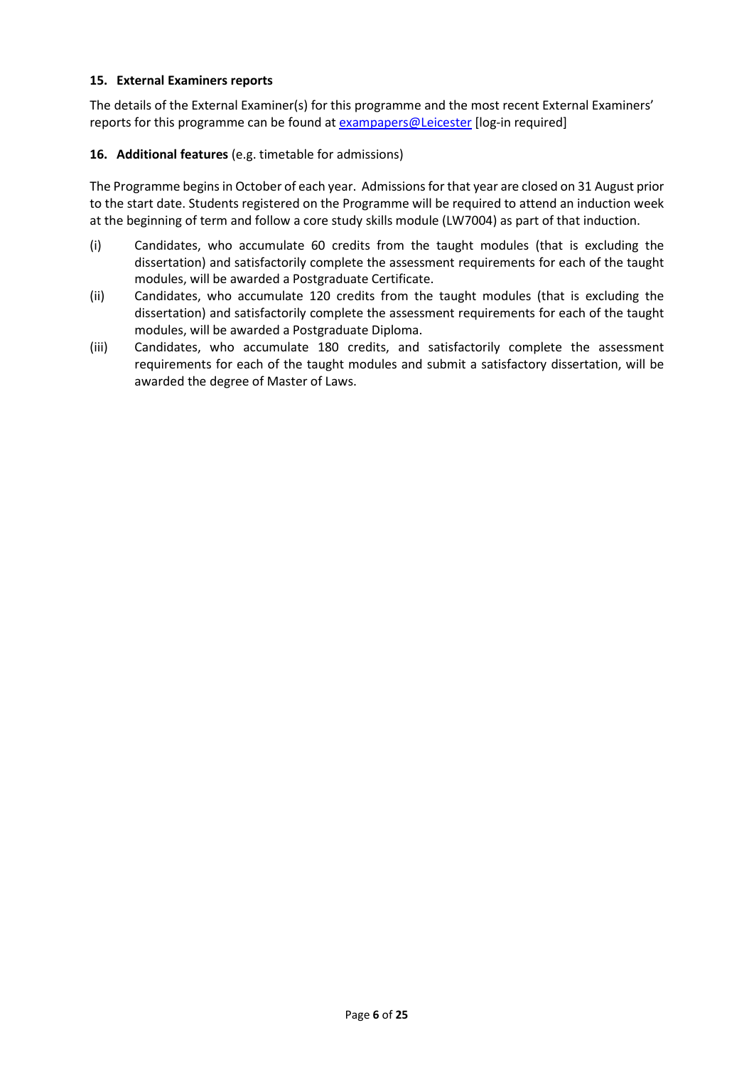### 15. External Examiners reports

The details of the External Examiner(s) for this programme and the most recent External Examiners' reports for this programme can be found at [exampapers@Leicester] [log-in required]

### 16. Additional features (e.g. timetable for admissions)

The Programme begins in October of each year. Admissions for that year are closed on 31 August prior to the start date. Students registered on the Programme will be required to attend an induction week at the beginning of term and follow a core study skills module (LW7004) as part of that induction.

(i) Candidates, who accumulate 60 credits from the taught modules (that is excluding the dissertation) and satisfactorily complete the assessment requirements for each of the taught modules, will be awarded a Postgraduate Certificate.

(ii) Candidates, who accumulate 120 credits from the taught modules (that is excluding the dissertation) and satisfactorily complete the assessment requirements for each of the taught modules, will be awarded a Postgraduate Diploma.

(iii) Candidates, who accumulate 180 credits, and satisfactorily complete the assessment requirements for each of the taught modules and submit a satisfactory dissertation, will be awarded the degree of Master of Laws.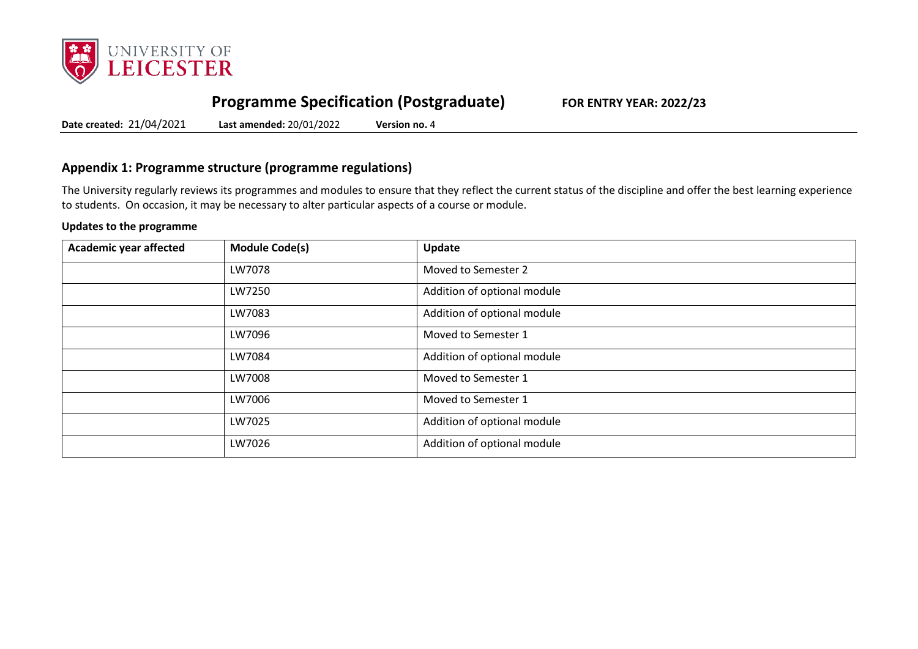# Programme Specification (Postgraduate)

**FOR ENTRY YEAR: 2022/23**

**Date created:** 21/04/2021 **Last amended:** 20/01/2022 **Version no.** 4

## Appendix 1: Programme structure (programme regulations)

The University regularly reviews its programmes and modules to ensure that they reflect the current status of the discipline and offer the best learning experience to students. On occasion, it may be necessary to alter particular aspects of a course or module.

**Updates to the programme**

| Academic year affected | Module Code(s) | Update |
|---|---|---|
| | LW7078 | Moved to Semester 2 |
| | LW7250 | Addition of optional module |
| | LW7083 | Addition of optional module |
| | LW7096 | Moved to Semester 1 |
| | LW7084 | Addition of optional module |
| | LW7008 | Moved to Semester 1 |
| | LW7006 | Moved to Semester 1 |
| | LW7025 | Addition of optional module |
| | LW7026 | Addition of optional module |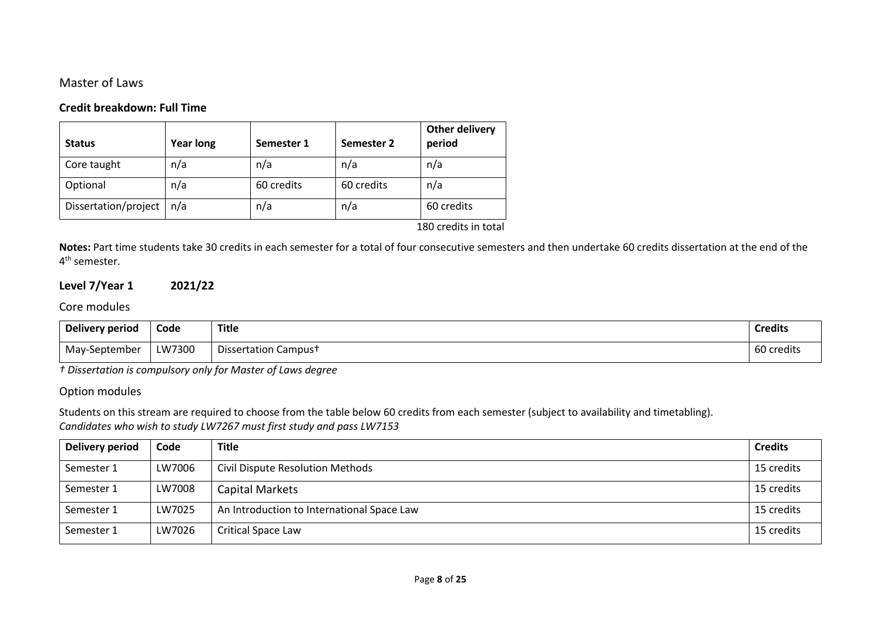## Master of Laws

### Credit breakdown: Full Time

| Status | Year long | Semester 1 | Semester 2 | Other delivery period |
|---|---|---|---|---|
| Core taught | n/a | n/a | n/a | n/a |
| Optional | n/a | 60 credits | 60 credits | n/a |
| Dissertation/project | n/a | n/a | n/a | 60 credits |

180 credits in total

**Notes:** Part time students take 30 credits in each semester for a total of four consecutive semesters and then undertake 60 credits dissertation at the end of the 4th semester.

### Level 7/Year 1 2021/22

#### Core modules

| Delivery period | Code | Title | Credits |
|---|---|---|---|
| May-September | LW7300 | Dissertation Campus† | 60 credits |

*† Dissertation is compulsory only for Master of Laws degree*

#### Option modules

Students on this stream are required to choose from the table below 60 credits from each semester (subject to availability and timetabling).
*Candidates who wish to study LW7267 must first study and pass LW7153*

| Delivery period | Code | Title | Credits |
|---|---|---|---|
| Semester 1 | LW7006 | Civil Dispute Resolution Methods | 15 credits |
| Semester 1 | LW7008 | Capital Markets | 15 credits |
| Semester 1 | LW7025 | An Introduction to International Space Law | 15 credits |
| Semester 1 | LW7026 | Critical Space Law | 15 credits |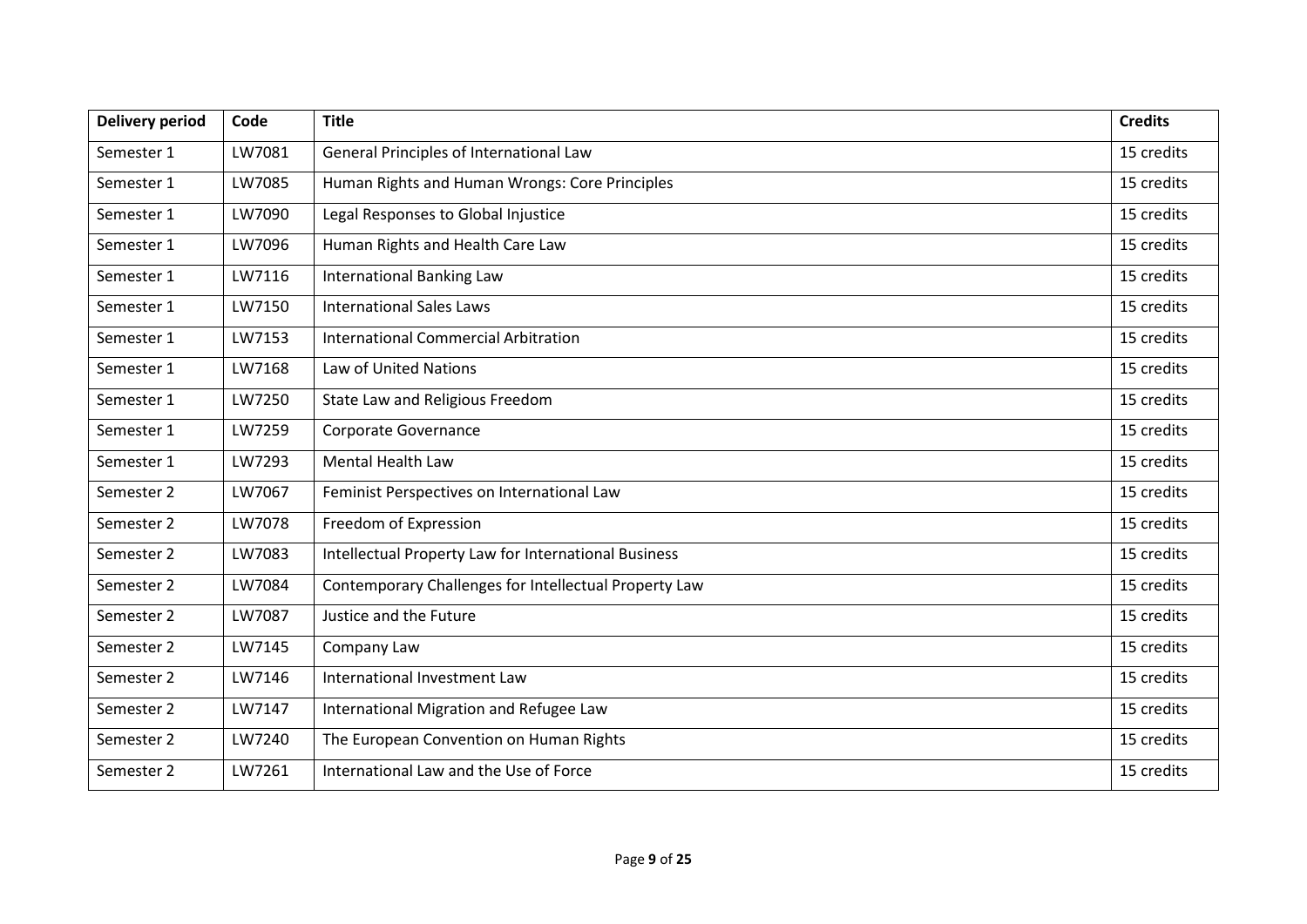| Delivery period | Code | Title | Credits |
|---|---|---|---|
| Semester 1 | LW7081 | General Principles of International Law | 15 credits |
| Semester 1 | LW7085 | Human Rights and Human Wrongs: Core Principles | 15 credits |
| Semester 1 | LW7090 | Legal Responses to Global Injustice | 15 credits |
| Semester 1 | LW7096 | Human Rights and Health Care Law | 15 credits |
| Semester 1 | LW7116 | International Banking Law | 15 credits |
| Semester 1 | LW7150 | International Sales Laws | 15 credits |
| Semester 1 | LW7153 | International Commercial Arbitration | 15 credits |
| Semester 1 | LW7168 | Law of United Nations | 15 credits |
| Semester 1 | LW7250 | State Law and Religious Freedom | 15 credits |
| Semester 1 | LW7259 | Corporate Governance | 15 credits |
| Semester 1 | LW7293 | Mental Health Law | 15 credits |
| Semester 2 | LW7067 | Feminist Perspectives on International Law | 15 credits |
| Semester 2 | LW7078 | Freedom of Expression | 15 credits |
| Semester 2 | LW7083 | Intellectual Property Law for International Business | 15 credits |
| Semester 2 | LW7084 | Contemporary Challenges for Intellectual Property Law | 15 credits |
| Semester 2 | LW7087 | Justice and the Future | 15 credits |
| Semester 2 | LW7145 | Company Law | 15 credits |
| Semester 2 | LW7146 | International Investment Law | 15 credits |
| Semester 2 | LW7147 | International Migration and Refugee Law | 15 credits |
| Semester 2 | LW7240 | The European Convention on Human Rights | 15 credits |
| Semester 2 | LW7261 | International Law and the Use of Force | 15 credits |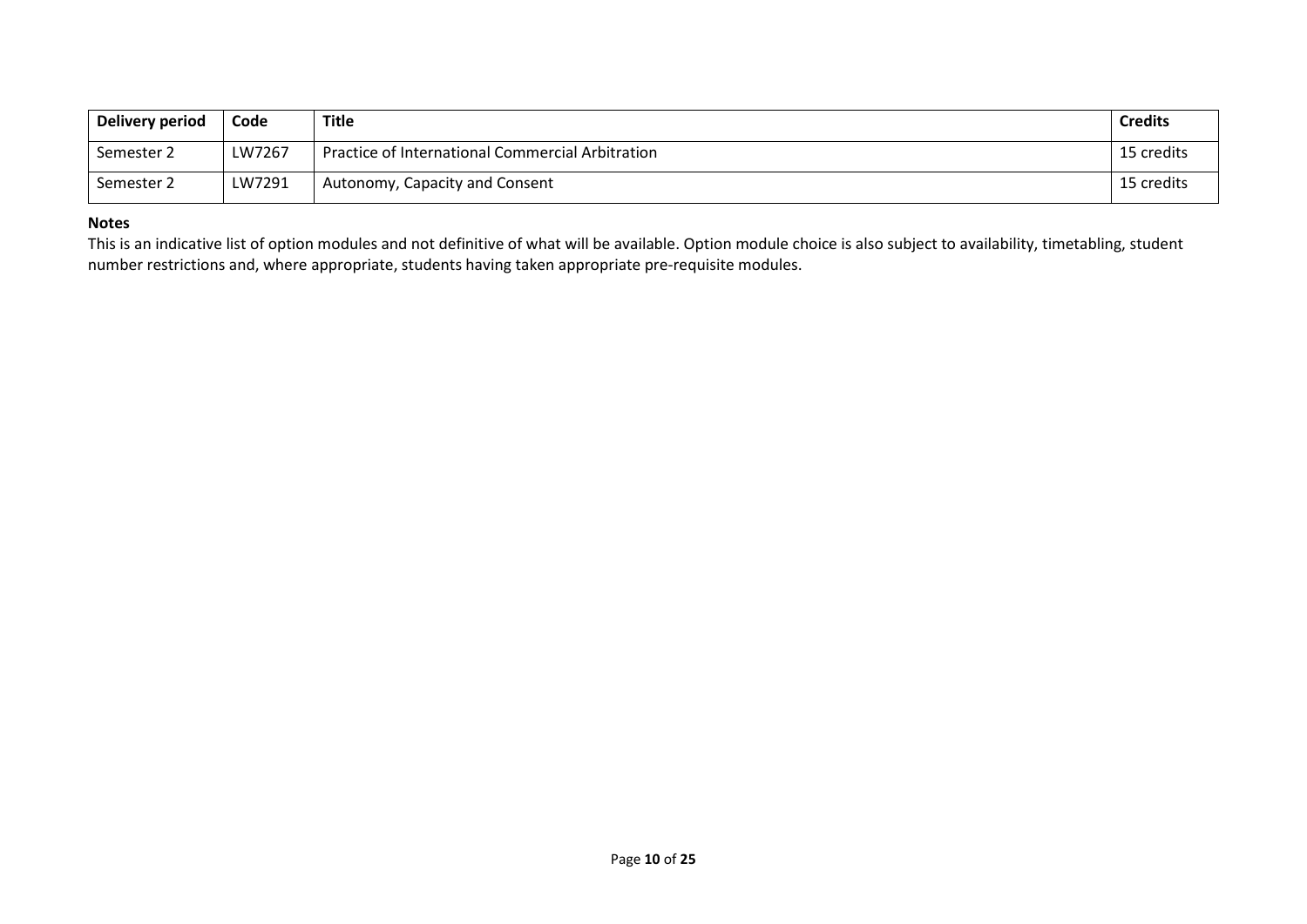| Delivery period | Code | Title | Credits |
|---|---|---|---|
| Semester 2 | LW7267 | Practice of International Commercial Arbitration | 15 credits |
| Semester 2 | LW7291 | Autonomy, Capacity and Consent | 15 credits |

**Notes**

This is an indicative list of option modules and not definitive of what will be available. Option module choice is also subject to availability, timetabling, student number restrictions and, where appropriate, students having taken appropriate pre-requisite modules.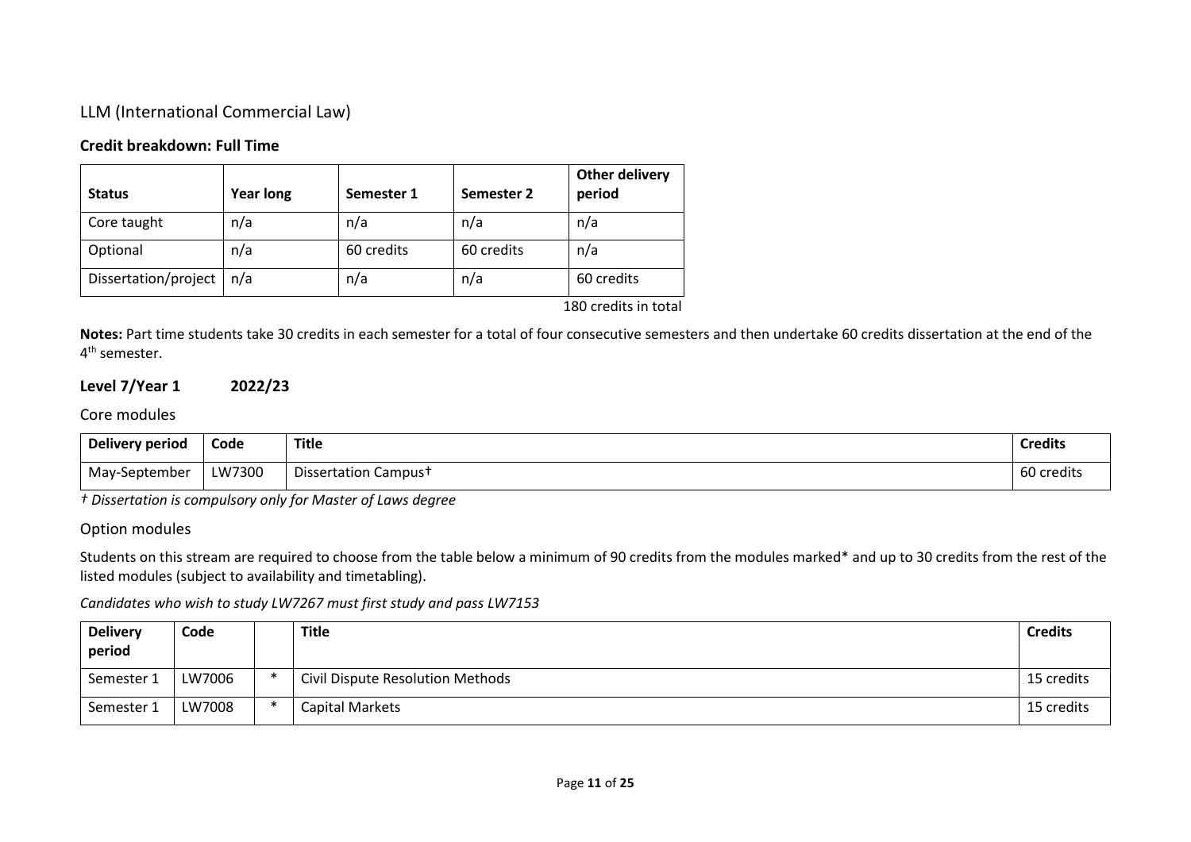## LLM (International Commercial Law)

### Credit breakdown: Full Time

| Status | Year long | Semester 1 | Semester 2 | Other delivery period |
|---|---|---|---|---|
| Core taught | n/a | n/a | n/a | n/a |
| Optional | n/a | 60 credits | 60 credits | n/a |
| Dissertation/project | n/a | n/a | n/a | 60 credits |

180 credits in total

**Notes:** Part time students take 30 credits in each semester for a total of four consecutive semesters and then undertake 60 credits dissertation at the end of the 4th semester.

### Level 7/Year 1 2022/23

#### Core modules

| Delivery period | Code | Title | Credits |
|---|---|---|---|
| May-September | LW7300 | Dissertation Campus† | 60 credits |

*† Dissertation is compulsory only for Master of Laws degree*

#### Option modules

Students on this stream are required to choose from the table below a minimum of 90 credits from the modules marked* and up to 30 credits from the rest of the listed modules (subject to availability and timetabling).

*Candidates who wish to study LW7267 must first study and pass LW7153*

| Delivery period | Code | | Title | Credits |
|---|---|---|---|---|
| Semester 1 | LW7006 | * | Civil Dispute Resolution Methods | 15 credits |
| Semester 1 | LW7008 | * | Capital Markets | 15 credits |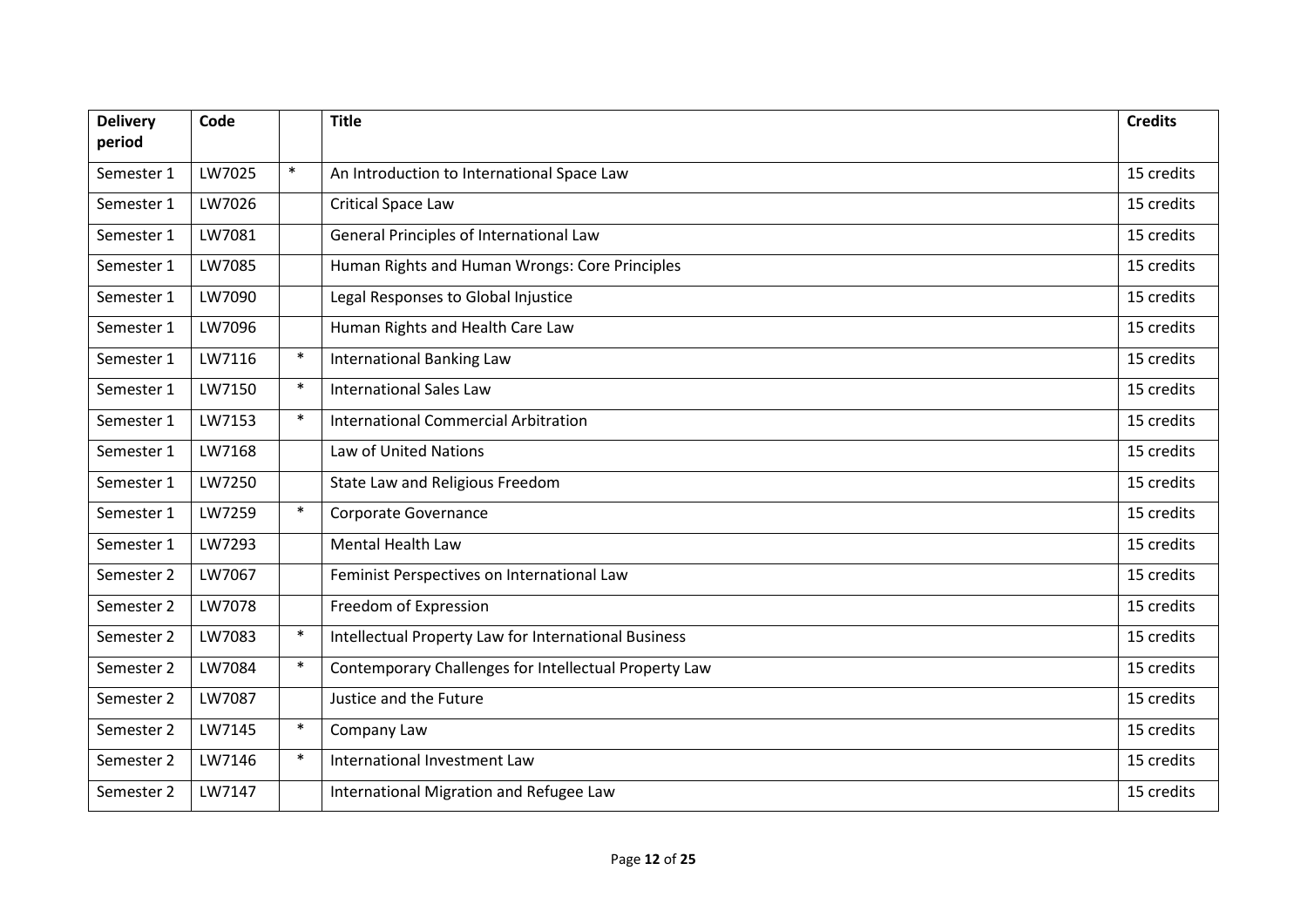| Delivery period | Code | | Title | Credits |
|---|---|---|---|---|
| Semester 1 | LW7025 | * | An Introduction to International Space Law | 15 credits |
| Semester 1 | LW7026 | | Critical Space Law | 15 credits |
| Semester 1 | LW7081 | | General Principles of International Law | 15 credits |
| Semester 1 | LW7085 | | Human Rights and Human Wrongs: Core Principles | 15 credits |
| Semester 1 | LW7090 | | Legal Responses to Global Injustice | 15 credits |
| Semester 1 | LW7096 | | Human Rights and Health Care Law | 15 credits |
| Semester 1 | LW7116 | * | International Banking Law | 15 credits |
| Semester 1 | LW7150 | * | International Sales Law | 15 credits |
| Semester 1 | LW7153 | * | International Commercial Arbitration | 15 credits |
| Semester 1 | LW7168 | | Law of United Nations | 15 credits |
| Semester 1 | LW7250 | | State Law and Religious Freedom | 15 credits |
| Semester 1 | LW7259 | * | Corporate Governance | 15 credits |
| Semester 1 | LW7293 | | Mental Health Law | 15 credits |
| Semester 2 | LW7067 | | Feminist Perspectives on International Law | 15 credits |
| Semester 2 | LW7078 | | Freedom of Expression | 15 credits |
| Semester 2 | LW7083 | * | Intellectual Property Law for International Business | 15 credits |
| Semester 2 | LW7084 | * | Contemporary Challenges for Intellectual Property Law | 15 credits |
| Semester 2 | LW7087 | | Justice and the Future | 15 credits |
| Semester 2 | LW7145 | * | Company Law | 15 credits |
| Semester 2 | LW7146 | * | International Investment Law | 15 credits |
| Semester 2 | LW7147 | | International Migration and Refugee Law | 15 credits |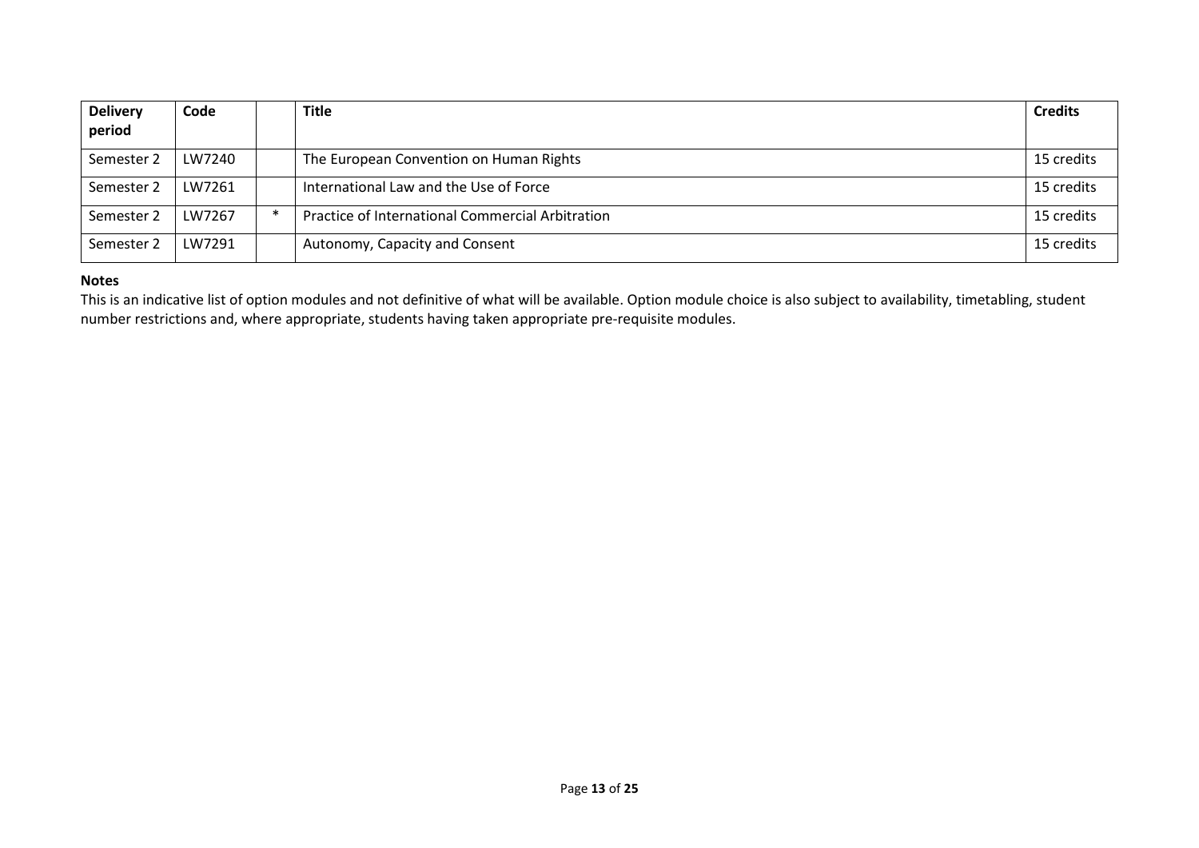| Delivery period | Code | | Title | Credits |
|---|---|---|---|---|
| Semester 2 | LW7240 | | The European Convention on Human Rights | 15 credits |
| Semester 2 | LW7261 | | International Law and the Use of Force | 15 credits |
| Semester 2 | LW7267 | * | Practice of International Commercial Arbitration | 15 credits |
| Semester 2 | LW7291 | | Autonomy, Capacity and Consent | 15 credits |

**Notes**

This is an indicative list of option modules and not definitive of what will be available. Option module choice is also subject to availability, timetabling, student number restrictions and, where appropriate, students having taken appropriate pre-requisite modules.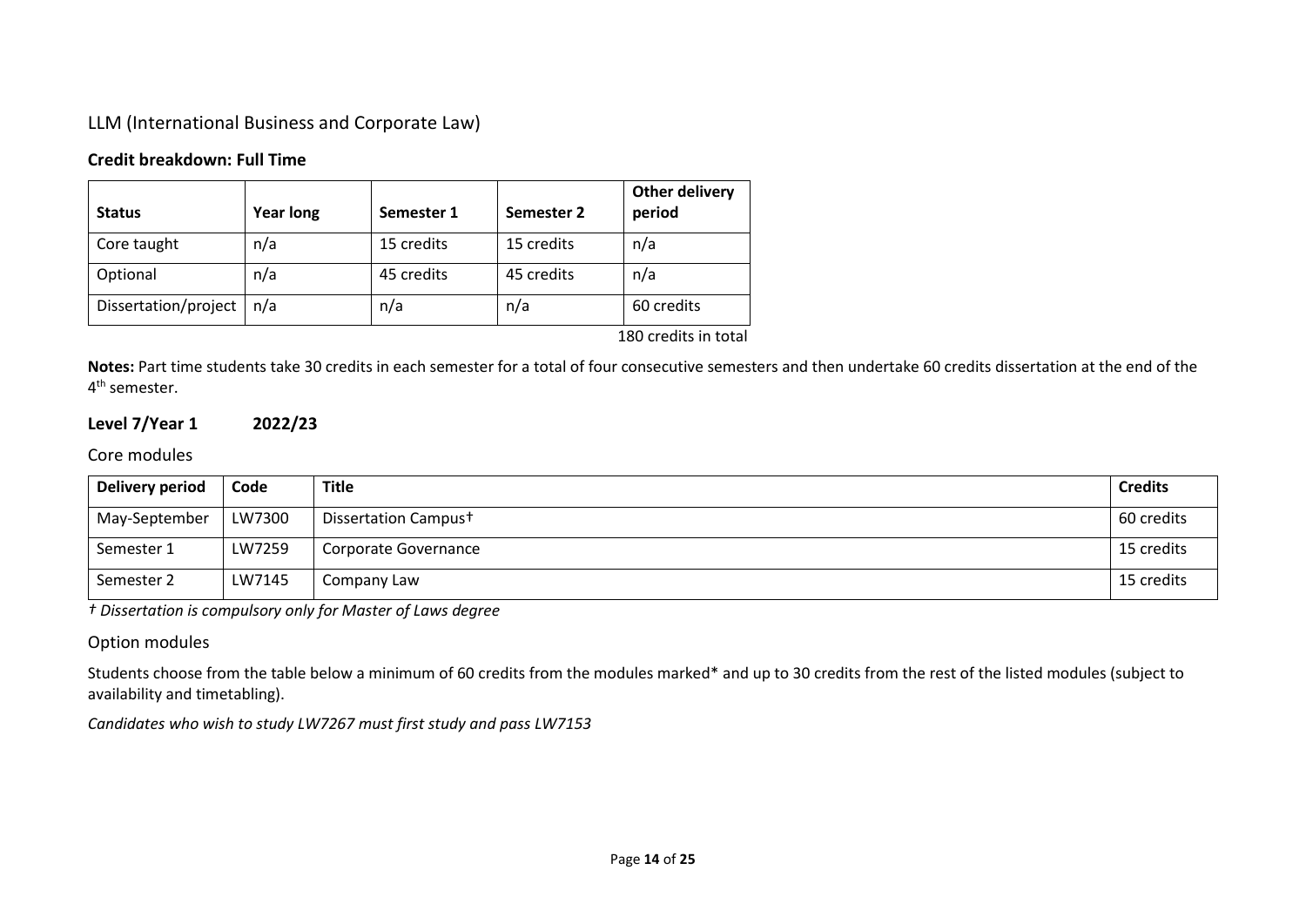## LLM (International Business and Corporate Law)

### Credit breakdown: Full Time

| Status | Year long | Semester 1 | Semester 2 | Other delivery period |
|---|---|---|---|---|
| Core taught | n/a | 15 credits | 15 credits | n/a |
| Optional | n/a | 45 credits | 45 credits | n/a |
| Dissertation/project | n/a | n/a | n/a | 60 credits |

180 credits in total

**Notes:** Part time students take 30 credits in each semester for a total of four consecutive semesters and then undertake 60 credits dissertation at the end of the 4th semester.

### Level 7/Year 1 2022/23

#### Core modules

| Delivery period | Code | Title | Credits |
|---|---|---|---|
| May-September | LW7300 | Dissertation Campus† | 60 credits |
| Semester 1 | LW7259 | Corporate Governance | 15 credits |
| Semester 2 | LW7145 | Company Law | 15 credits |

*† Dissertation is compulsory only for Master of Laws degree*

#### Option modules

Students choose from the table below a minimum of 60 credits from the modules marked* and up to 30 credits from the rest of the listed modules (subject to availability and timetabling).

*Candidates who wish to study LW7267 must first study and pass LW7153*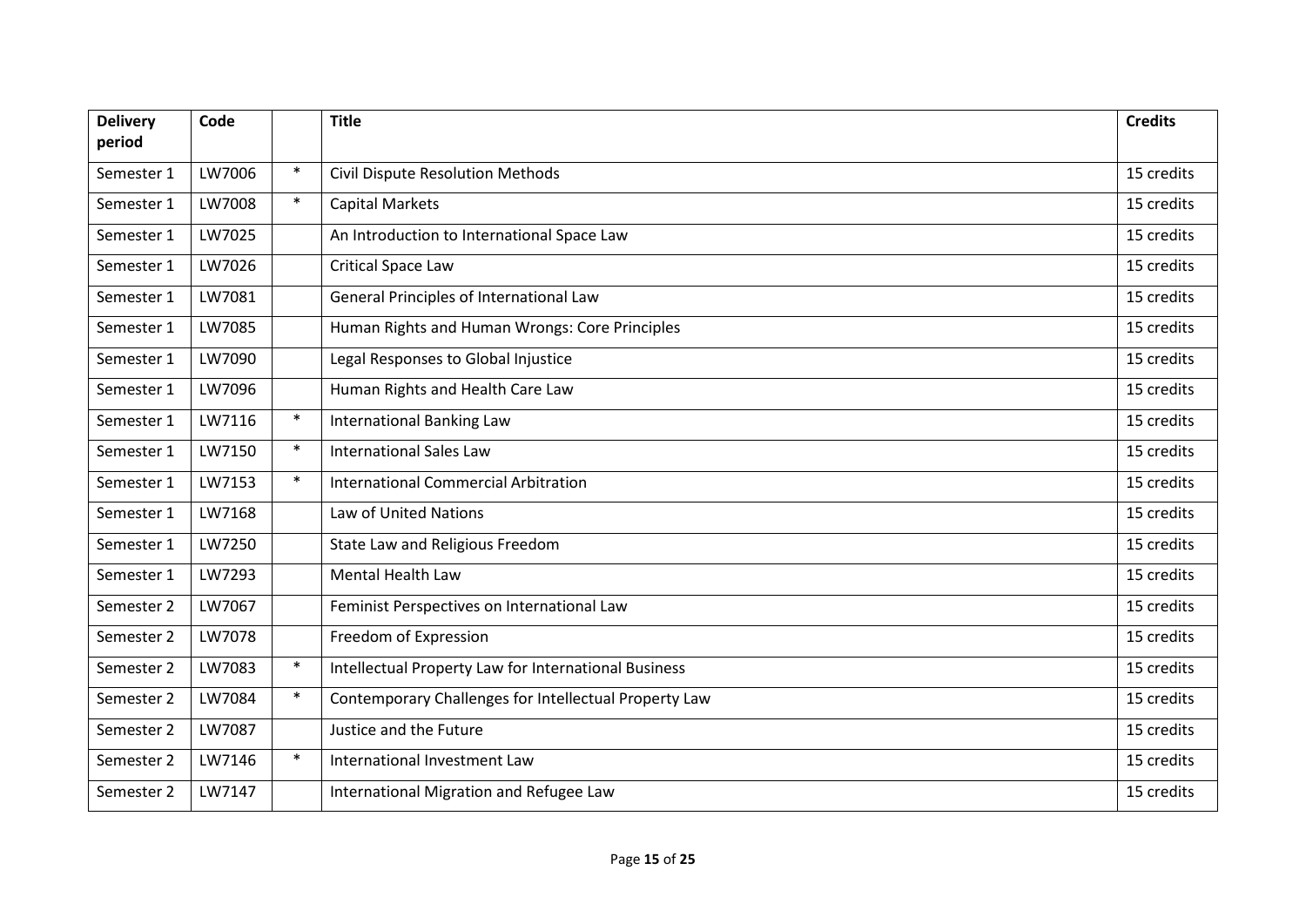| Delivery period | Code | | Title | Credits |
|---|---|---|---|---|
| Semester 1 | LW7006 | * | Civil Dispute Resolution Methods | 15 credits |
| Semester 1 | LW7008 | * | Capital Markets | 15 credits |
| Semester 1 | LW7025 | | An Introduction to International Space Law | 15 credits |
| Semester 1 | LW7026 | | Critical Space Law | 15 credits |
| Semester 1 | LW7081 | | General Principles of International Law | 15 credits |
| Semester 1 | LW7085 | | Human Rights and Human Wrongs: Core Principles | 15 credits |
| Semester 1 | LW7090 | | Legal Responses to Global Injustice | 15 credits |
| Semester 1 | LW7096 | | Human Rights and Health Care Law | 15 credits |
| Semester 1 | LW7116 | * | International Banking Law | 15 credits |
| Semester 1 | LW7150 | * | International Sales Law | 15 credits |
| Semester 1 | LW7153 | * | International Commercial Arbitration | 15 credits |
| Semester 1 | LW7168 | | Law of United Nations | 15 credits |
| Semester 1 | LW7250 | | State Law and Religious Freedom | 15 credits |
| Semester 1 | LW7293 | | Mental Health Law | 15 credits |
| Semester 2 | LW7067 | | Feminist Perspectives on International Law | 15 credits |
| Semester 2 | LW7078 | | Freedom of Expression | 15 credits |
| Semester 2 | LW7083 | * | Intellectual Property Law for International Business | 15 credits |
| Semester 2 | LW7084 | * | Contemporary Challenges for Intellectual Property Law | 15 credits |
| Semester 2 | LW7087 | | Justice and the Future | 15 credits |
| Semester 2 | LW7146 | * | International Investment Law | 15 credits |
| Semester 2 | LW7147 | | International Migration and Refugee Law | 15 credits |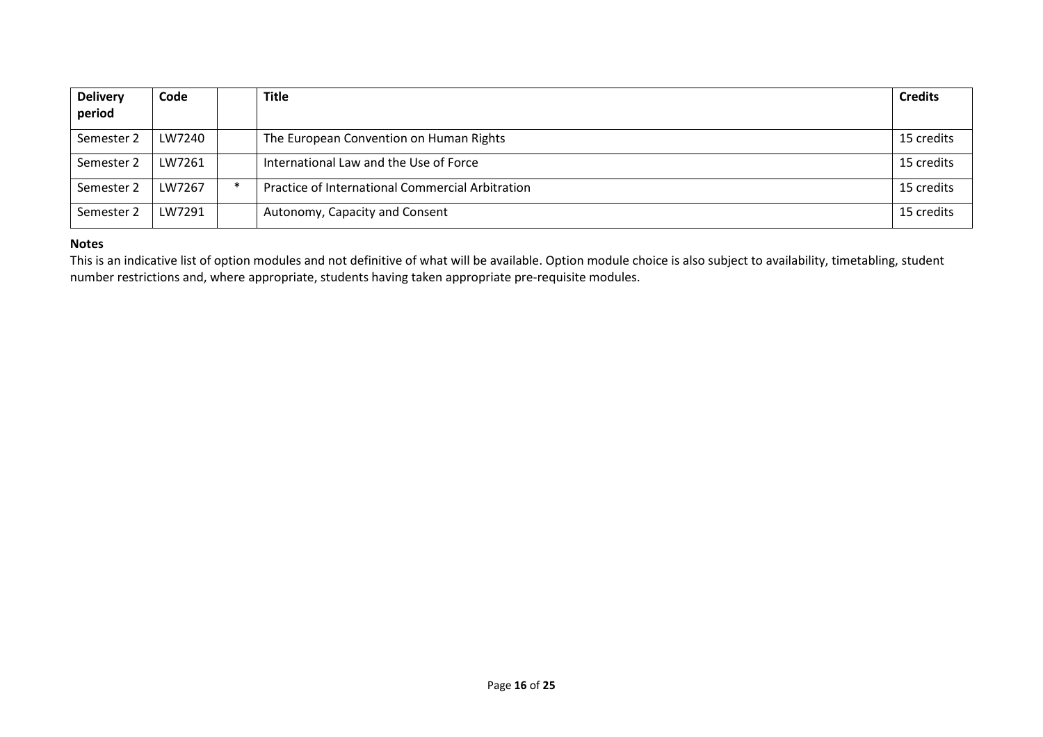| Delivery period | Code | | Title | Credits |
|---|---|---|---|---|
| Semester 2 | LW7240 | | The European Convention on Human Rights | 15 credits |
| Semester 2 | LW7261 | | International Law and the Use of Force | 15 credits |
| Semester 2 | LW7267 | * | Practice of International Commercial Arbitration | 15 credits |
| Semester 2 | LW7291 | | Autonomy, Capacity and Consent | 15 credits |

**Notes**

This is an indicative list of option modules and not definitive of what will be available. Option module choice is also subject to availability, timetabling, student number restrictions and, where appropriate, students having taken appropriate pre-requisite modules.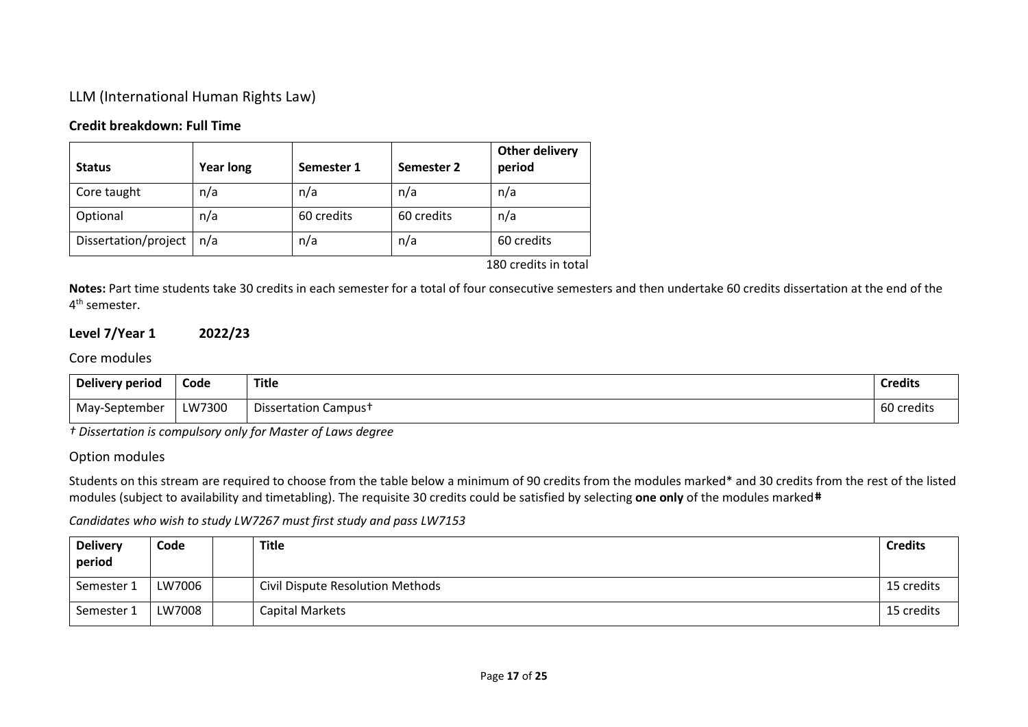## LLM (International Human Rights Law)

### Credit breakdown: Full Time

| Status | Year long | Semester 1 | Semester 2 | Other delivery period |
|---|---|---|---|---|
| Core taught | n/a | n/a | n/a | n/a |
| Optional | n/a | 60 credits | 60 credits | n/a |
| Dissertation/project | n/a | n/a | n/a | 60 credits |

180 credits in total

**Notes:** Part time students take 30 credits in each semester for a total of four consecutive semesters and then undertake 60 credits dissertation at the end of the 4th semester.

### Level 7/Year 1 2022/23

#### Core modules

| Delivery period | Code | Title | Credits |
|---|---|---|---|
| May-September | LW7300 | Dissertation Campus† | 60 credits |

*† Dissertation is compulsory only for Master of Laws degree*

#### Option modules

Students on this stream are required to choose from the table below a minimum of 90 credits from the modules marked* and 30 credits from the rest of the listed modules (subject to availability and timetabling). The requisite 30 credits could be satisfied by selecting **one only** of the modules marked**#**

*Candidates who wish to study LW7267 must first study and pass LW7153*

| Delivery period | Code | | Title | Credits |
|---|---|---|---|---|
| Semester 1 | LW7006 | | Civil Dispute Resolution Methods | 15 credits |
| Semester 1 | LW7008 | | Capital Markets | 15 credits |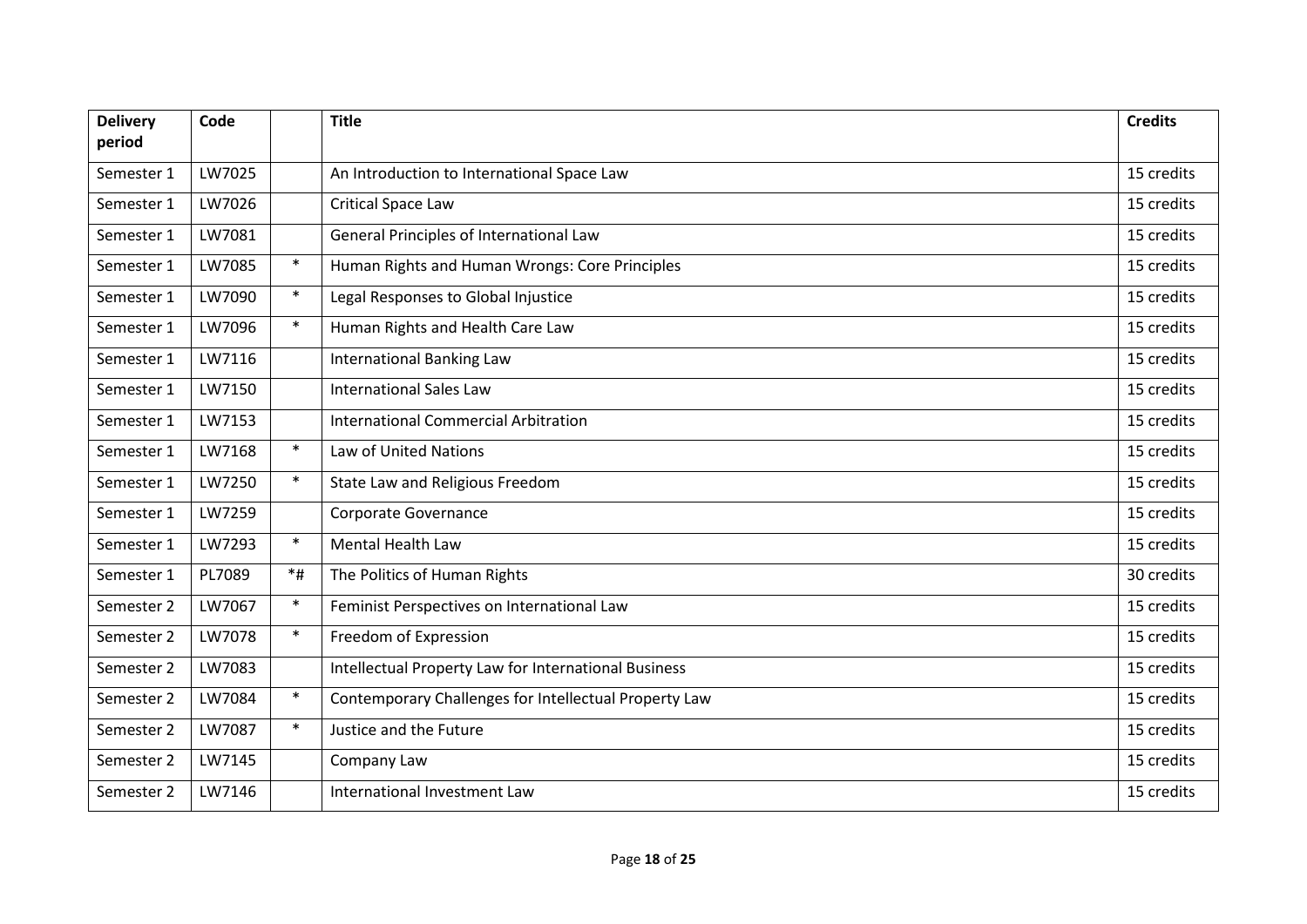| Delivery period | Code | | Title | Credits |
|---|---|---|---|---|
| Semester 1 | LW7025 | | An Introduction to International Space Law | 15 credits |
| Semester 1 | LW7026 | | Critical Space Law | 15 credits |
| Semester 1 | LW7081 | | General Principles of International Law | 15 credits |
| Semester 1 | LW7085 | * | Human Rights and Human Wrongs: Core Principles | 15 credits |
| Semester 1 | LW7090 | * | Legal Responses to Global Injustice | 15 credits |
| Semester 1 | LW7096 | * | Human Rights and Health Care Law | 15 credits |
| Semester 1 | LW7116 | | International Banking Law | 15 credits |
| Semester 1 | LW7150 | | International Sales Law | 15 credits |
| Semester 1 | LW7153 | | International Commercial Arbitration | 15 credits |
| Semester 1 | LW7168 | * | Law of United Nations | 15 credits |
| Semester 1 | LW7250 | * | State Law and Religious Freedom | 15 credits |
| Semester 1 | LW7259 | | Corporate Governance | 15 credits |
| Semester 1 | LW7293 | * | Mental Health Law | 15 credits |
| Semester 1 | PL7089 | *# | The Politics of Human Rights | 30 credits |
| Semester 2 | LW7067 | * | Feminist Perspectives on International Law | 15 credits |
| Semester 2 | LW7078 | * | Freedom of Expression | 15 credits |
| Semester 2 | LW7083 | | Intellectual Property Law for International Business | 15 credits |
| Semester 2 | LW7084 | * | Contemporary Challenges for Intellectual Property Law | 15 credits |
| Semester 2 | LW7087 | * | Justice and the Future | 15 credits |
| Semester 2 | LW7145 | | Company Law | 15 credits |
| Semester 2 | LW7146 | | International Investment Law | 15 credits |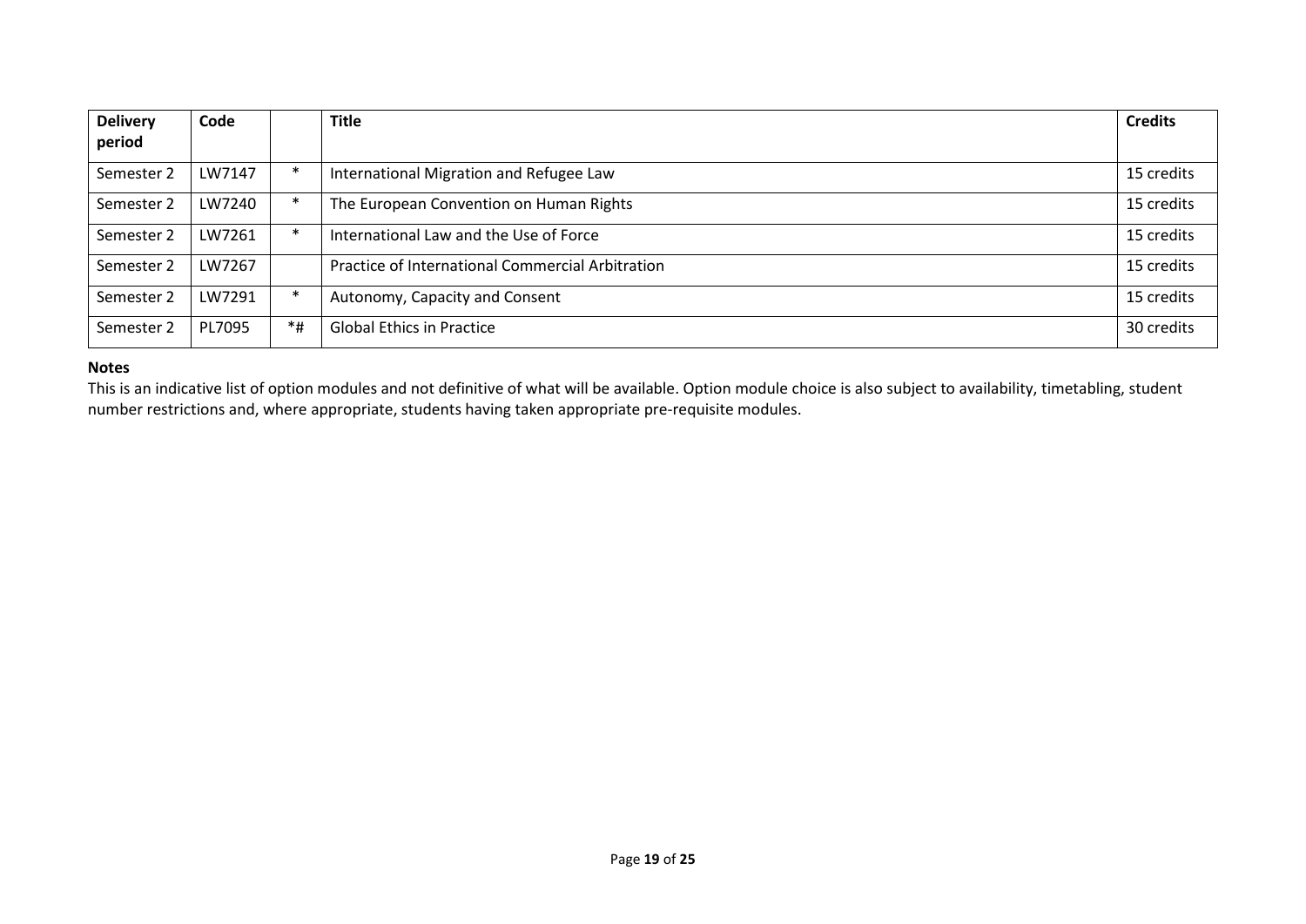| Delivery period | Code | | Title | Credits |
|---|---|---|---|---|
| Semester 2 | LW7147 | * | International Migration and Refugee Law | 15 credits |
| Semester 2 | LW7240 | * | The European Convention on Human Rights | 15 credits |
| Semester 2 | LW7261 | * | International Law and the Use of Force | 15 credits |
| Semester 2 | LW7267 | | Practice of International Commercial Arbitration | 15 credits |
| Semester 2 | LW7291 | * | Autonomy, Capacity and Consent | 15 credits |
| Semester 2 | PL7095 | *# | Global Ethics in Practice | 30 credits |

**Notes**

This is an indicative list of option modules and not definitive of what will be available. Option module choice is also subject to availability, timetabling, student number restrictions and, where appropriate, students having taken appropriate pre-requisite modules.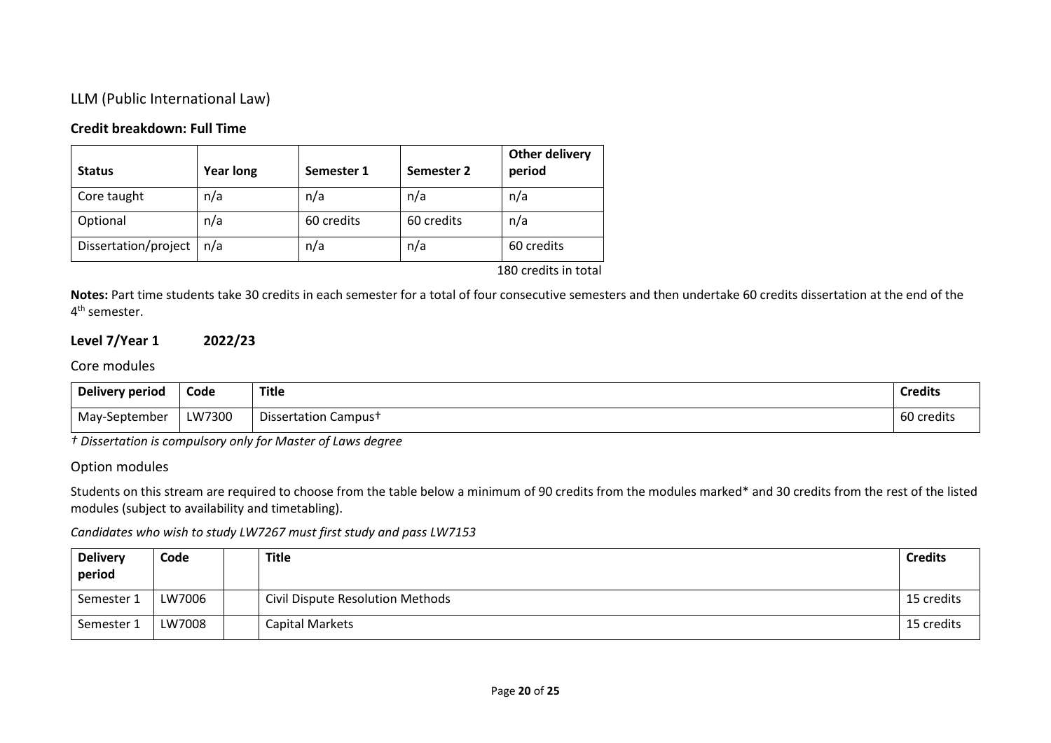## LLM (Public International Law)

### Credit breakdown: Full Time

| Status | Year long | Semester 1 | Semester 2 | Other delivery period |
|---|---|---|---|---|
| Core taught | n/a | n/a | n/a | n/a |
| Optional | n/a | 60 credits | 60 credits | n/a |
| Dissertation/project | n/a | n/a | n/a | 60 credits |

180 credits in total

**Notes:** Part time students take 30 credits in each semester for a total of four consecutive semesters and then undertake 60 credits dissertation at the end of the 4th semester.

### Level 7/Year 1 2022/23

#### Core modules

| Delivery period | Code | Title | Credits |
|---|---|---|---|
| May-September | LW7300 | Dissertation Campus† | 60 credits |

*† Dissertation is compulsory only for Master of Laws degree*

#### Option modules

Students on this stream are required to choose from the table below a minimum of 90 credits from the modules marked* and 30 credits from the rest of the listed modules (subject to availability and timetabling).

*Candidates who wish to study LW7267 must first study and pass LW7153*

| Delivery period | Code | | Title | Credits |
|---|---|---|---|---|
| Semester 1 | LW7006 | | Civil Dispute Resolution Methods | 15 credits |
| Semester 1 | LW7008 | | Capital Markets | 15 credits |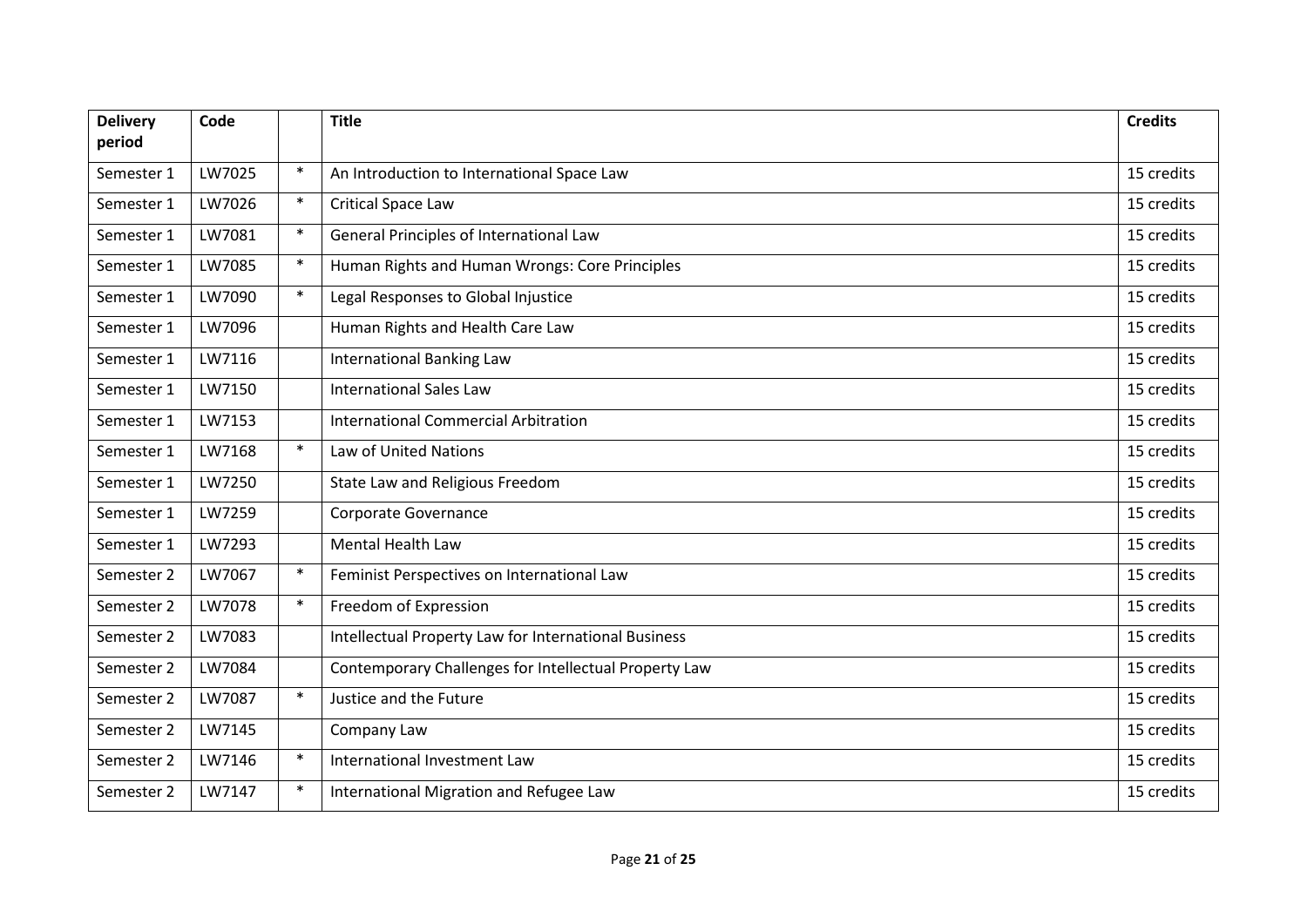| Delivery period | Code | | Title | Credits |
|---|---|---|---|---|
| Semester 1 | LW7025 | * | An Introduction to International Space Law | 15 credits |
| Semester 1 | LW7026 | * | Critical Space Law | 15 credits |
| Semester 1 | LW7081 | * | General Principles of International Law | 15 credits |
| Semester 1 | LW7085 | * | Human Rights and Human Wrongs: Core Principles | 15 credits |
| Semester 1 | LW7090 | * | Legal Responses to Global Injustice | 15 credits |
| Semester 1 | LW7096 | | Human Rights and Health Care Law | 15 credits |
| Semester 1 | LW7116 | | International Banking Law | 15 credits |
| Semester 1 | LW7150 | | International Sales Law | 15 credits |
| Semester 1 | LW7153 | | International Commercial Arbitration | 15 credits |
| Semester 1 | LW7168 | * | Law of United Nations | 15 credits |
| Semester 1 | LW7250 | | State Law and Religious Freedom | 15 credits |
| Semester 1 | LW7259 | | Corporate Governance | 15 credits |
| Semester 1 | LW7293 | | Mental Health Law | 15 credits |
| Semester 2 | LW7067 | * | Feminist Perspectives on International Law | 15 credits |
| Semester 2 | LW7078 | * | Freedom of Expression | 15 credits |
| Semester 2 | LW7083 | | Intellectual Property Law for International Business | 15 credits |
| Semester 2 | LW7084 | | Contemporary Challenges for Intellectual Property Law | 15 credits |
| Semester 2 | LW7087 | * | Justice and the Future | 15 credits |
| Semester 2 | LW7145 | | Company Law | 15 credits |
| Semester 2 | LW7146 | * | International Investment Law | 15 credits |
| Semester 2 | LW7147 | * | International Migration and Refugee Law | 15 credits |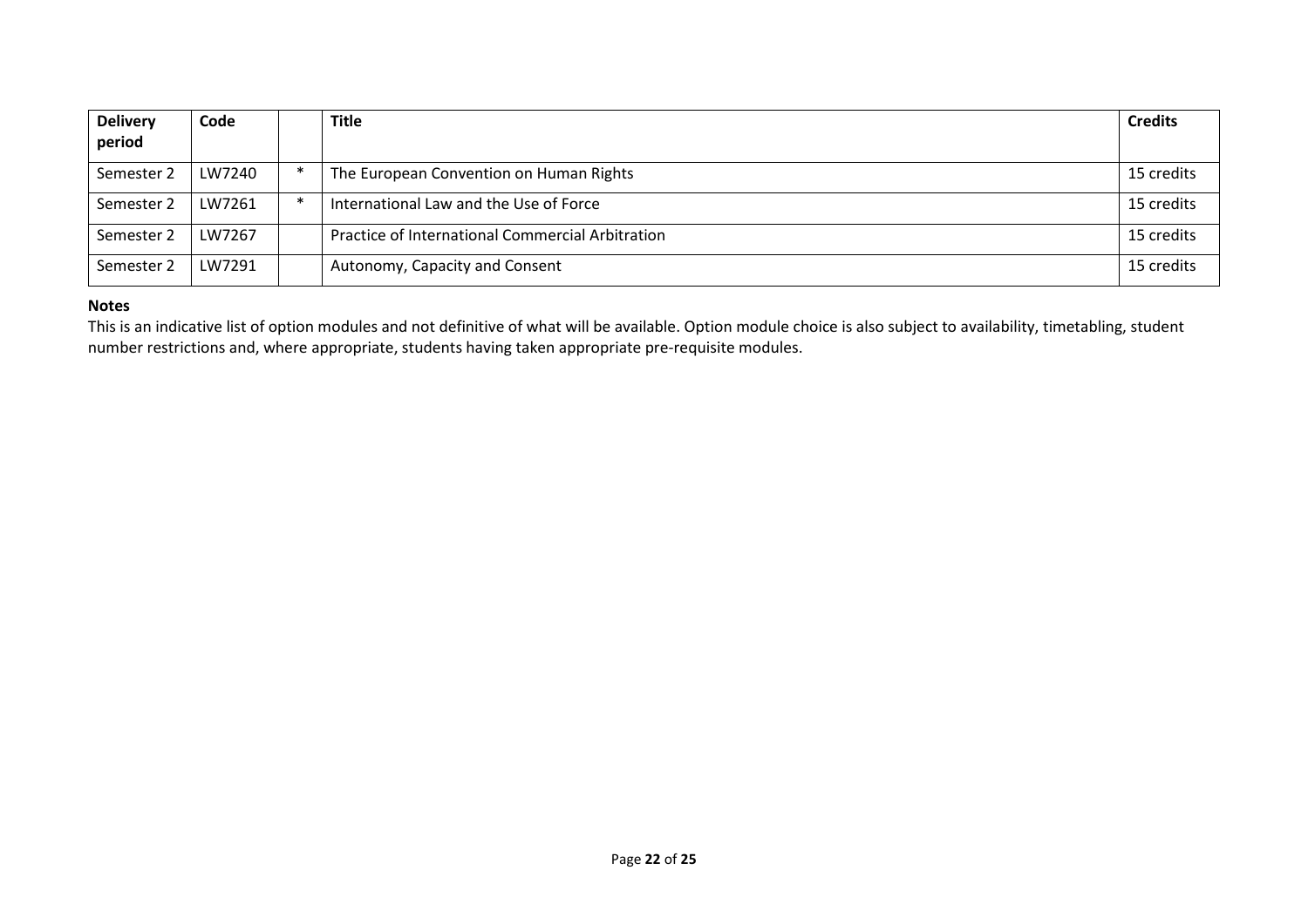| Delivery period | Code | | Title | Credits |
| --- | --- | --- | --- | --- |
| Semester 2 | LW7240 | * | The European Convention on Human Rights | 15 credits |
| Semester 2 | LW7261 | * | International Law and the Use of Force | 15 credits |
| Semester 2 | LW7267 | | Practice of International Commercial Arbitration | 15 credits |
| Semester 2 | LW7291 | | Autonomy, Capacity and Consent | 15 credits |

**Notes**

This is an indicative list of option modules and not definitive of what will be available. Option module choice is also subject to availability, timetabling, student number restrictions and, where appropriate, students having taken appropriate pre-requisite modules.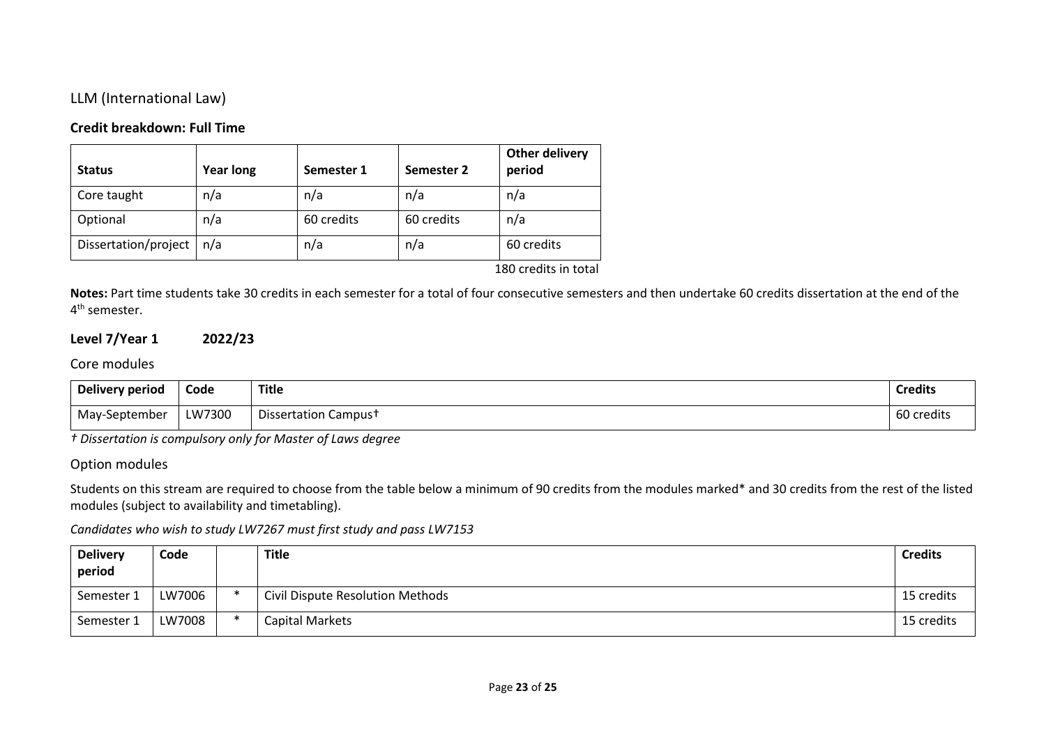## LLM (International Law)

### Credit breakdown: Full Time

| Status | Year long | Semester 1 | Semester 2 | Other delivery period |
|---|---|---|---|---|
| Core taught | n/a | n/a | n/a | n/a |
| Optional | n/a | 60 credits | 60 credits | n/a |
| Dissertation/project | n/a | n/a | n/a | 60 credits |

180 credits in total

**Notes:** Part time students take 30 credits in each semester for a total of four consecutive semesters and then undertake 60 credits dissertation at the end of the 4th semester.

### Level 7/Year 1 2022/23

#### Core modules

| Delivery period | Code | Title | Credits |
|---|---|---|---|
| May-September | LW7300 | Dissertation Campus† | 60 credits |

*† Dissertation is compulsory only for Master of Laws degree*

#### Option modules

Students on this stream are required to choose from the table below a minimum of 90 credits from the modules marked* and 30 credits from the rest of the listed modules (subject to availability and timetabling).

*Candidates who wish to study LW7267 must first study and pass LW7153*

| Delivery period | Code | | Title | Credits |
|---|---|---|---|---|
| Semester 1 | LW7006 | * | Civil Dispute Resolution Methods | 15 credits |
| Semester 1 | LW7008 | * | Capital Markets | 15 credits |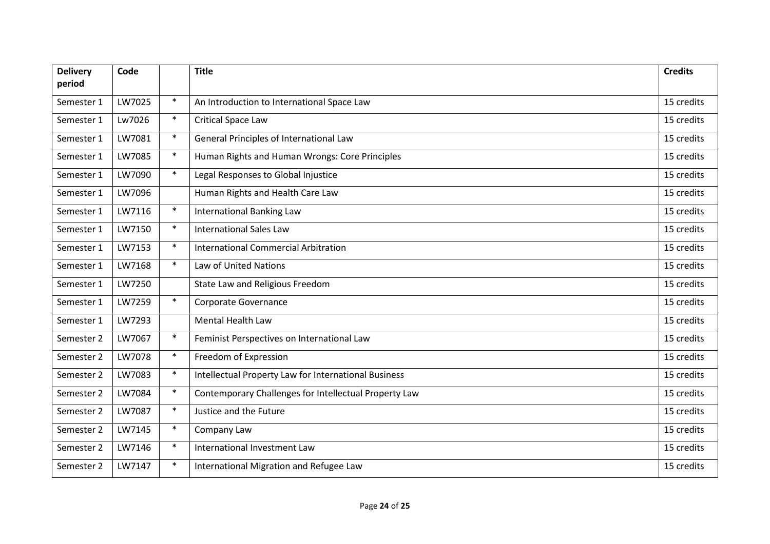| Delivery period | Code | | Title | Credits |
|---|---|---|---|---|
| Semester 1 | LW7025 | * | An Introduction to International Space Law | 15 credits |
| Semester 1 | Lw7026 | * | Critical Space Law | 15 credits |
| Semester 1 | LW7081 | * | General Principles of International Law | 15 credits |
| Semester 1 | LW7085 | * | Human Rights and Human Wrongs: Core Principles | 15 credits |
| Semester 1 | LW7090 | * | Legal Responses to Global Injustice | 15 credits |
| Semester 1 | LW7096 | | Human Rights and Health Care Law | 15 credits |
| Semester 1 | LW7116 | * | International Banking Law | 15 credits |
| Semester 1 | LW7150 | * | International Sales Law | 15 credits |
| Semester 1 | LW7153 | * | International Commercial Arbitration | 15 credits |
| Semester 1 | LW7168 | * | Law of United Nations | 15 credits |
| Semester 1 | LW7250 | | State Law and Religious Freedom | 15 credits |
| Semester 1 | LW7259 | * | Corporate Governance | 15 credits |
| Semester 1 | LW7293 | | Mental Health Law | 15 credits |
| Semester 2 | LW7067 | * | Feminist Perspectives on International Law | 15 credits |
| Semester 2 | LW7078 | * | Freedom of Expression | 15 credits |
| Semester 2 | LW7083 | * | Intellectual Property Law for International Business | 15 credits |
| Semester 2 | LW7084 | * | Contemporary Challenges for Intellectual Property Law | 15 credits |
| Semester 2 | LW7087 | * | Justice and the Future | 15 credits |
| Semester 2 | LW7145 | * | Company Law | 15 credits |
| Semester 2 | LW7146 | * | International Investment Law | 15 credits |
| Semester 2 | LW7147 | * | International Migration and Refugee Law | 15 credits |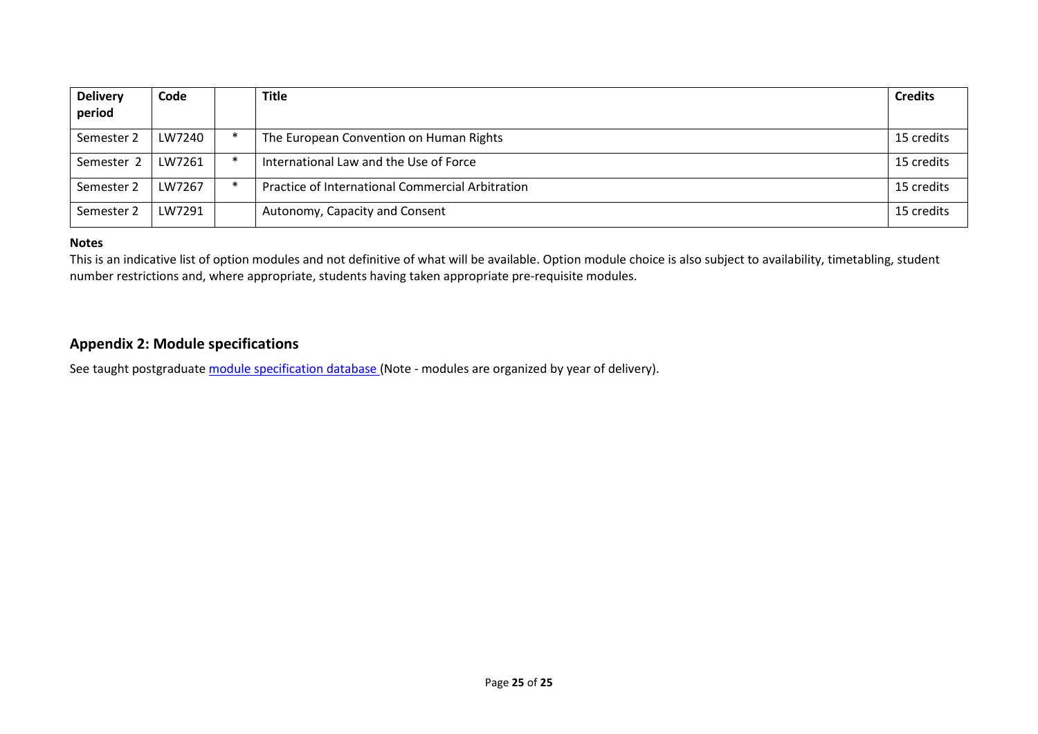| Delivery period | Code | | Title | Credits |
|---|---|---|---|---|
| Semester 2 | LW7240 | * | The European Convention on Human Rights | 15 credits |
| Semester 2 | LW7261 | * | International Law and the Use of Force | 15 credits |
| Semester 2 | LW7267 | * | Practice of International Commercial Arbitration | 15 credits |
| Semester 2 | LW7291 | | Autonomy, Capacity and Consent | 15 credits |

**Notes**

This is an indicative list of option modules and not definitive of what will be available. Option module choice is also subject to availability, timetabling, student number restrictions and, where appropriate, students having taken appropriate pre-requisite modules.

## Appendix 2: Module specifications

See taught postgraduate module specification database (Note - modules are organized by year of delivery).